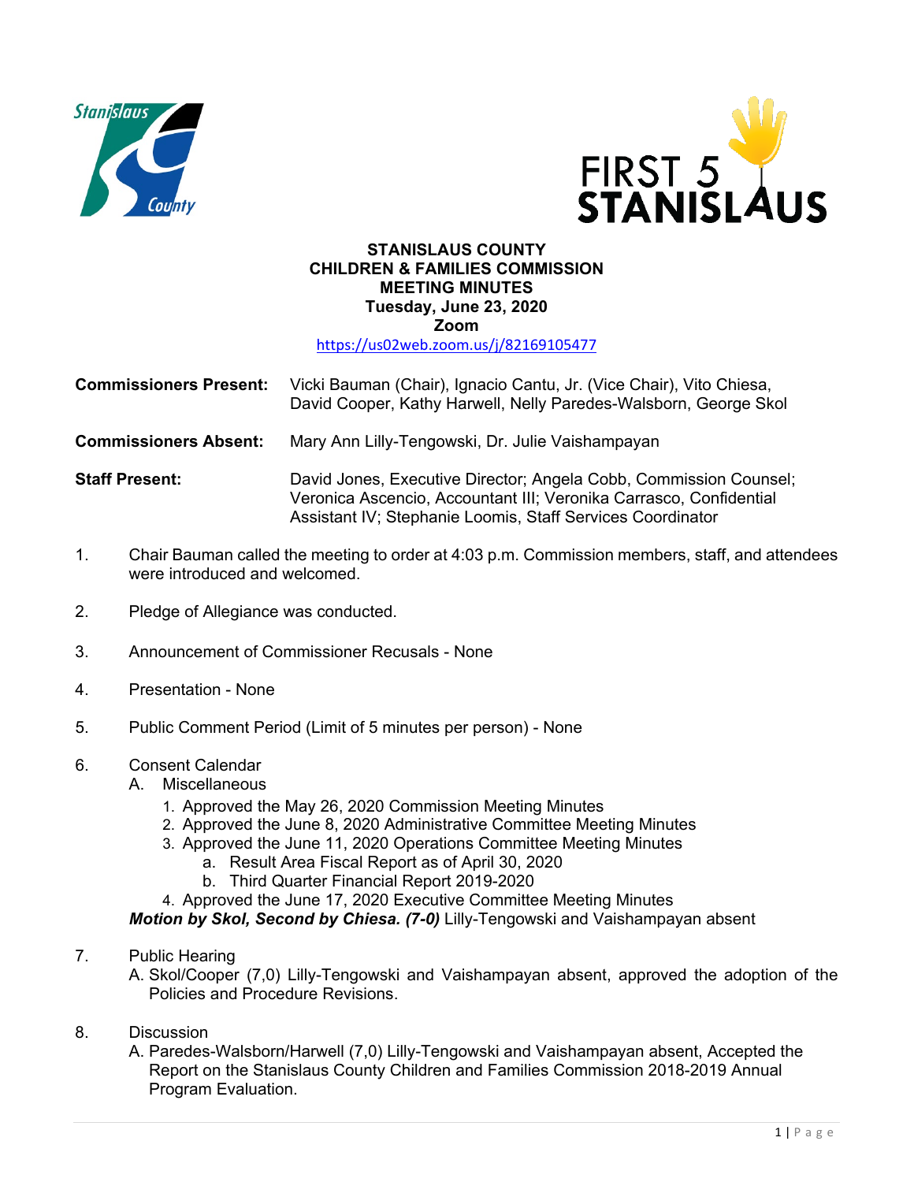**STANISLAUS COUNTY**
**CHILDREN & FAMILIES COMMISSION**
**MEETING MINUTES**
**Tuesday, June 23, 2020**
**Zoom**
https://us02web.zoom.us/j/82169105477

**Commissioners Present:** Vicki Bauman (Chair), Ignacio Cantu, Jr. (Vice Chair), Vito Chiesa, David Cooper, Kathy Harwell, Nelly Paredes-Walsborn, George Skol

**Commissioners Absent:** Mary Ann Lilly-Tengowski, Dr. Julie Vaishampayan

**Staff Present:** David Jones, Executive Director; Angela Cobb, Commission Counsel; Veronica Ascencio, Accountant III; Veronika Carrasco, Confidential Assistant IV; Stephanie Loomis, Staff Services Coordinator

1. Chair Bauman called the meeting to order at 4:03 p.m. Commission members, staff, and attendees were introduced and welcomed.

2. Pledge of Allegiance was conducted.

3. Announcement of Commissioner Recusals - None

4. Presentation - None

5. Public Comment Period (Limit of 5 minutes per person) - None

6. Consent Calendar
   A. Miscellaneous
      1. Approved the May 26, 2020 Commission Meeting Minutes
      2. Approved the June 8, 2020 Administrative Committee Meeting Minutes
      3. Approved the June 11, 2020 Operations Committee Meeting Minutes
         a. Result Area Fiscal Report as of April 30, 2020
         b. Third Quarter Financial Report 2019-2020
      4. Approved the June 17, 2020 Executive Committee Meeting Minutes

   ***Motion by Skol, Second by Chiesa. (7-0)*** Lilly-Tengowski and Vaishampayan absent

7. Public Hearing
   A. Skol/Cooper (7,0) Lilly-Tengowski and Vaishampayan absent, approved the adoption of the Policies and Procedure Revisions.

8. Discussion
   A. Paredes-Walsborn/Harwell (7,0) Lilly-Tengowski and Vaishampayan absent, Accepted the Report on the Stanislaus County Children and Families Commission 2018-2019 Annual Program Evaluation.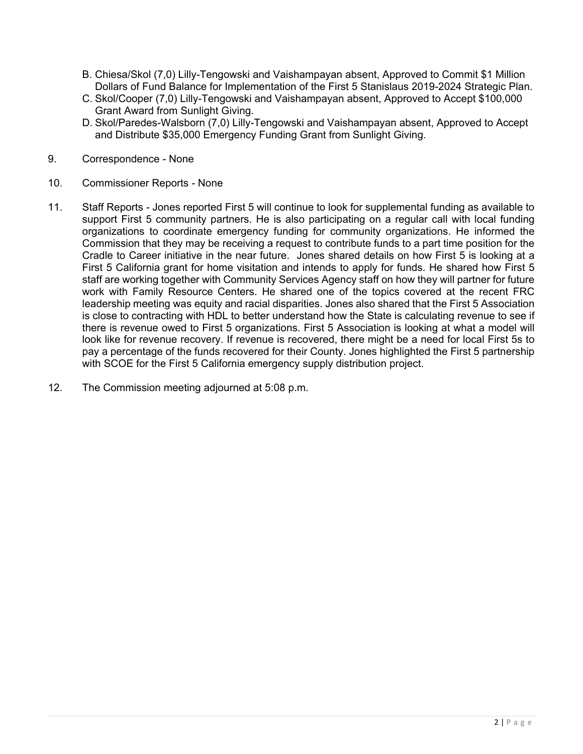B. Chiesa/Skol (7,0) Lilly-Tengowski and Vaishampayan absent, Approved to Commit $1 Million Dollars of Fund Balance for Implementation of the First 5 Stanislaus 2019-2024 Strategic Plan.

C. Skol/Cooper (7,0) Lilly-Tengowski and Vaishampayan absent, Approved to Accept $100,000 Grant Award from Sunlight Giving.

D. Skol/Paredes-Walsborn (7,0) Lilly-Tengowski and Vaishampayan absent, Approved to Accept and Distribute $35,000 Emergency Funding Grant from Sunlight Giving.

9. Correspondence - None

10. Commissioner Reports - None

11. Staff Reports - Jones reported First 5 will continue to look for supplemental funding as available to support First 5 community partners. He is also participating on a regular call with local funding organizations to coordinate emergency funding for community organizations. He informed the Commission that they may be receiving a request to contribute funds to a part time position for the Cradle to Career initiative in the near future. Jones shared details on how First 5 is looking at a First 5 California grant for home visitation and intends to apply for funds. He shared how First 5 staff are working together with Community Services Agency staff on how they will partner for future work with Family Resource Centers. He shared one of the topics covered at the recent FRC leadership meeting was equity and racial disparities. Jones also shared that the First 5 Association is close to contracting with HDL to better understand how the State is calculating revenue to see if there is revenue owed to First 5 organizations. First 5 Association is looking at what a model will look like for revenue recovery. If revenue is recovered, there might be a need for local First 5s to pay a percentage of the funds recovered for their County. Jones highlighted the First 5 partnership with SCOE for the First 5 California emergency supply distribution project.

12. The Commission meeting adjourned at 5:08 p.m.